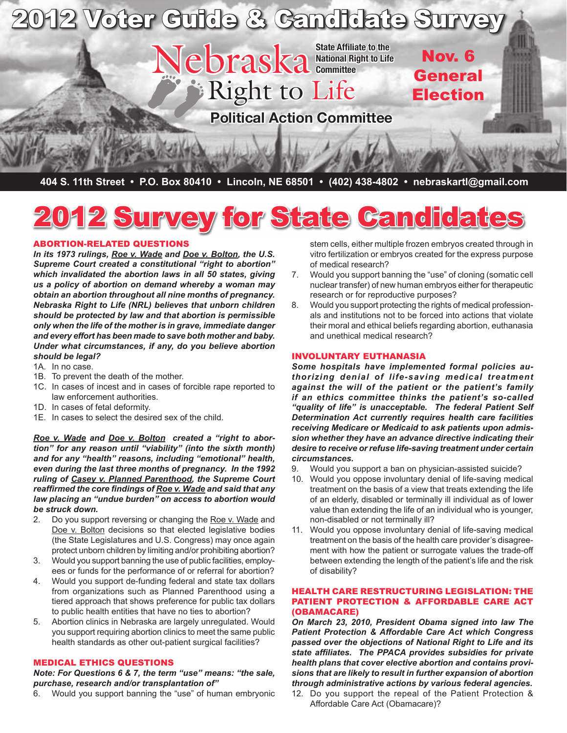# 2012 Voter Guide & Candidate Survey

**Nebraska Right to Life** — State Affiliate to the National Right to Life Committee

**Political Action Committee**

**Nov. 6 General Election**

**404 S. 11th Street • P.O. Box 80410 • Lincoln, NE 68501 • (402) 438-4802 • nebraskartl@gmail.com**

# 2012 Survey for State Candidates

## ABORTION-RELATED QUESTIONS

***In its 1973 rulings, <u>Roe v. Wade</u> and <u>Doe v. Bolton</u>, the U.S. Supreme Court created a constitutional "right to abortion" which invalidated the abortion laws in all 50 states, giving us a policy of abortion on demand whereby a woman may obtain an abortion throughout all nine months of pregnancy. Nebraska Right to Life (NRL) believes that unborn children should be protected by law and that abortion is permissible only when the life of the mother is in grave, immediate danger and every effort has been made to save both mother and baby. Under what circumstances, if any, do you believe abortion should be legal?***

1A. In no case.
1B. To prevent the death of the mother.
1C. In cases of incest and in cases of forcible rape reported to law enforcement authorities.
1D. In cases of fetal deformity.
1E. In cases to select the desired sex of the child.

***<u>Roe v. Wade</u> and <u>Doe v. Bolton</u> created a "right to abortion" for any reason until "viability" (into the sixth month) and for any "health" reasons, including "emotional" health, even during the last three months of pregnancy. In the 1992 ruling of <u>Casey v. Planned Parenthood</u>, the Supreme Court reaffirmed the core findings of <u>Roe v. Wade</u> and said that any law placing an "undue burden" on access to abortion would be struck down.***

2. Do you support reversing or changing the <u>Roe v. Wade</u> and <u>Doe v. Bolton</u> decisions so that elected legislative bodies (the State Legislatures and U.S. Congress) may once again protect unborn children by limiting and/or prohibiting abortion?
3. Would you support banning the use of public facilities, employees or funds for the performance of or referral for abortion?
4. Would you support de-funding federal and state tax dollars from organizations such as Planned Parenthood using a tiered approach that shows preference for public tax dollars to public health entities that have no ties to abortion?
5. Abortion clinics in Nebraska are largely unregulated. Would you support requiring abortion clinics to meet the same public health standards as other out-patient surgical facilities?

## MEDICAL ETHICS QUESTIONS

***Note: For Questions 6 & 7, the term "use" means: "the sale, purchase, research and/or transplantation of"***

6. Would you support banning the "use" of human embryonic stem cells, either multiple frozen embryos created through in vitro fertilization or embryos created for the express purpose of medical research?
7. Would you support banning the "use" of cloning (somatic cell nuclear transfer) of new human embryos either for therapeutic research or for reproductive purposes?
8. Would you support protecting the rights of medical professionals and institutions not to be forced into actions that violate their moral and ethical beliefs regarding abortion, euthanasia and unethical medical research?

## INVOLUNTARY EUTHANASIA

***Some hospitals have implemented formal policies authorizing denial of life-saving medical treatment against the will of the patient or the patient's family if an ethics committee thinks the patient's so-called "quality of life" is unacceptable. The federal Patient Self Determination Act currently requires health care facilities receiving Medicare or Medicaid to ask patients upon admission whether they have an advance directive indicating their desire to receive or refuse life-saving treatment under certain circumstances.***

9. Would you support a ban on physician-assisted suicide?
10. Would you oppose involuntary denial of life-saving medical treatment on the basis of a view that treats extending the life of an elderly, disabled or terminally ill individual as of lower value than extending the life of an individual who is younger, non-disabled or not terminally ill?
11. Would you oppose involuntary denial of life-saving medical treatment on the basis of the health care provider's disagreement with how the patient or surrogate values the trade-off between extending the length of the patient's life and the risk of disability?

## HEALTH CARE RESTRUCTURING LEGISLATION: THE PATIENT PROTECTION & AFFORDABLE CARE ACT (OBAMACARE)

***On March 23, 2010, President Obama signed into law The Patient Protection & Affordable Care Act which Congress passed over the objections of National Right to Life and its state affiliates. The PPACA provides subsidies for private health plans that cover elective abortion and contains provisions that are likely to result in further expansion of abortion through administrative actions by various federal agencies.***

12. Do you support the repeal of the Patient Protection & Affordable Care Act (Obamacare)?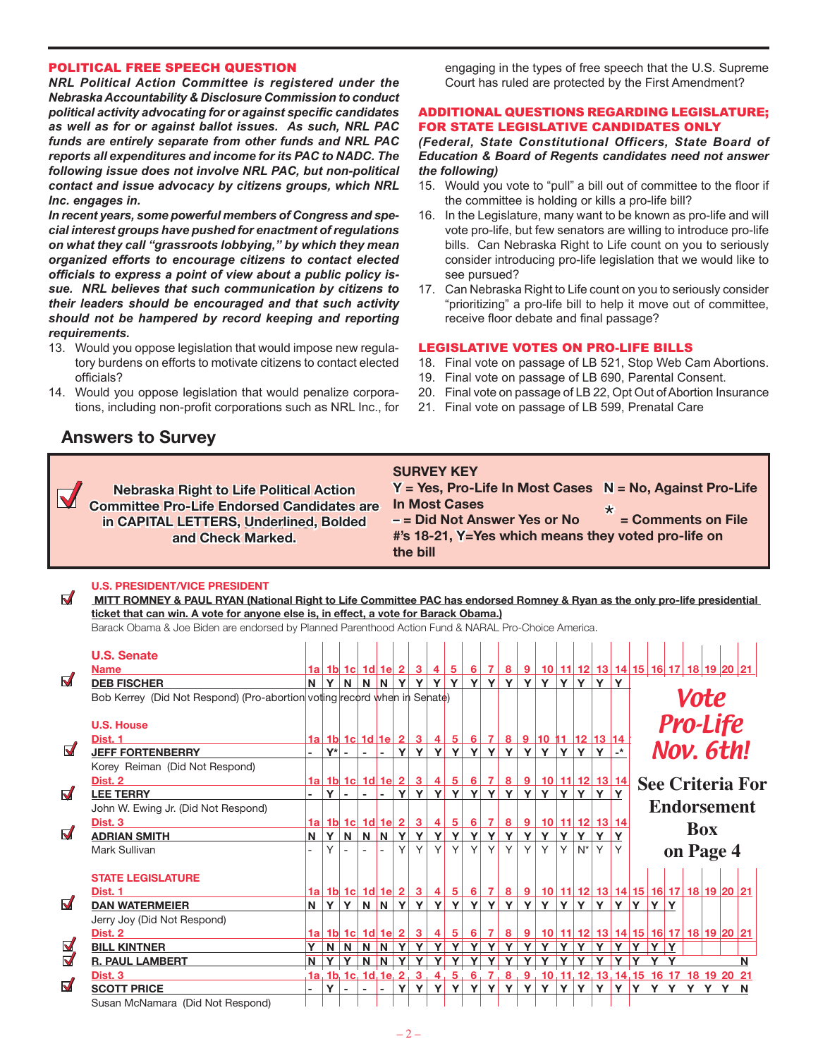### POLITICAL FREE SPEECH QUESTION

***NRL Political Action Committee is registered under the Nebraska Accountability & Disclosure Commission to conduct political activity advocating for or against specific candidates as well as for or against ballot issues. As such, NRL PAC funds are entirely separate from other funds and NRL PAC reports all expenditures and income for its PAC to NADC. The following issue does not involve NRL PAC, but non-political contact and issue advocacy by citizens groups, which NRL Inc. engages in.***

***In recent years, some powerful members of Congress and special interest groups have pushed for enactment of regulations on what they call "grassroots lobbying," by which they mean organized efforts to encourage citizens to contact elected officials to express a point of view about a public policy issue. NRL believes that such communication by citizens to their leaders should be encouraged and that such activity should not be hampered by record keeping and reporting requirements.***

13. Would you oppose legislation that would impose new regulatory burdens on efforts to motivate citizens to contact elected officials?
14. Would you oppose legislation that would penalize corporations, including non-profit corporations such as NRL Inc., for engaging in the types of free speech that the U.S. Supreme Court has ruled are protected by the First Amendment?

### ADDITIONAL QUESTIONS REGARDING LEGISLATURE; FOR STATE LEGISLATIVE CANDIDATES ONLY

***(Federal, State Constitutional Officers, State Board of Education & Board of Regents candidates need not answer the following)***

15. Would you vote to "pull" a bill out of committee to the floor if the committee is holding or kills a pro-life bill?
16. In the Legislature, many want to be known as pro-life and will vote pro-life, but few senators are willing to introduce pro-life bills. Can Nebraska Right to Life count on you to seriously consider introducing pro-life legislation that we would like to see pursued?
17. Can Nebraska Right to Life count on you to seriously consider "prioritizing" a pro-life bill to help it move out of committee, receive floor debate and final passage?

### LEGISLATIVE VOTES ON PRO-LIFE BILLS

18. Final vote on passage of LB 521, Stop Web Cam Abortions.
19. Final vote on passage of LB 690, Parental Consent.
20. Final vote on passage of LB 22, Opt Out of Abortion Insurance
21. Final vote on passage of LB 599, Prenatal Care

## Answers to Survey

**Nebraska Right to Life Political Action Committee Pro-Life Endorsed Candidates are in CAPITAL LETTERS, Underlined, Bolded and Check Marked.**

**SURVEY KEY**
**Y = Yes, Pro-Life In Most Cases N = No, Against Pro-Life In Most Cases**
**– = Did Not Answer Yes or No * = Comments on File**
**#'s 18-21, Y=Yes which means they voted pro-life on the bill**

### U.S. PRESIDENT/VICE PRESIDENT

✓ **MITT ROMNEY & PAUL RYAN (National Right to Life Committee PAC has endorsed Romney & Ryan as the only pro-life presidential ticket that can win. A vote for anyone else is, in effect, a vote for Barack Obama.)**

Barack Obama & Joe Biden are endorsed by Planned Parenthood Action Fund & NARAL Pro-Choice America.

| Name | 1a | 1b | 1c | 1d | 1e | 2 | 3 | 4 | 5 | 6 | 7 | 8 | 9 | 10 | 11 | 12 | 13 | 14 | 15 | 16 | 17 | 18 | 19 | 20 | 21 |
|---|---|---|---|---|---|---|---|---|---|---|---|---|---|---|---|---|---|---|---|---|---|---|---|---|---|
| **U.S. Senate** | | | | | | | | | | | | | | | | | | | | | | | | | |
| ✓ **DEB FISCHER** | N | Y | N | N | N | Y | Y | Y | Y | Y | Y | Y | Y | Y | Y | Y | Y | Y | | | | | | | |
| Bob Kerrey (Did Not Respond) (Pro-abortion voting record when in Senate) | | | | | | | | | | | | | | | | | | | | | | | | | |
| **U.S. House – Dist. 1** | | | | | | | | | | | | | | | | | | | | | | | | | |
| ✓ **JEFF FORTENBERRY** | - | Y* | - | - | - | Y | Y | Y | Y | Y | Y | Y | Y | Y | Y | Y | Y | -* | | | | | | | |
| Korey Reiman (Did Not Respond) | | | | | | | | | | | | | | | | | | | | | | | | | |
| **Dist. 2** | | | | | | | | | | | | | | | | | | | | | | | | | |
| ✓ **LEE TERRY** | - | Y | - | - | - | Y | Y | Y | Y | Y | Y | Y | Y | Y | Y | Y | Y | Y | | | | | | | |
| John W. Ewing Jr. (Did Not Respond) | | | | | | | | | | | | | | | | | | | | | | | | | |
| **Dist. 3** | | | | | | | | | | | | | | | | | | | | | | | | | |
| ✓ **ADRIAN SMITH** | N | Y | N | N | N | Y | Y | Y | Y | Y | Y | Y | Y | Y | Y | Y | Y | Y | | | | | | | |
| Mark Sullivan | - | Y | - | - | - | Y | Y | Y | Y | Y | Y | Y | Y | Y | Y | N* | Y | Y | | | | | | | |
| **STATE LEGISLATURE – Dist. 1** | | | | | | | | | | | | | | | | | | | | | | | | | |
| ✓ **DAN WATERMEIER** | N | Y | Y | N | N | Y | Y | Y | Y | Y | Y | Y | Y | Y | Y | Y | Y | Y | Y | Y | Y | | | | |
| Jerry Joy (Did Not Respond) | | | | | | | | | | | | | | | | | | | | | | | | | |
| **Dist. 2** | | | | | | | | | | | | | | | | | | | | | | | | | |
| ✓ **BILL KINTNER** | Y | N | N | N | N | Y | Y | Y | Y | Y | Y | Y | Y | Y | Y | Y | Y | Y | Y | Y | Y | | | | |
| ✓ **R. PAUL LAMBERT** | N | Y | Y | N | N | Y | Y | Y | Y | Y | Y | Y | Y | Y | Y | Y | Y | Y | Y | Y | Y | | | | N |
| **Dist. 3** | | | | | | | | | | | | | | | | | | | | | | | | | |
| ✓ **SCOTT PRICE** | - | Y | - | - | - | Y | Y | Y | Y | Y | Y | Y | Y | Y | Y | Y | Y | Y | Y | Y | Y | Y | Y | Y | N |
| Susan McNamara (Did Not Respond) | | | | | | | | | | | | | | | | | | | | | | | | | |

**Vote Pro-Life Nov. 6th!**

**See Criteria For Endorsement Box on Page 4**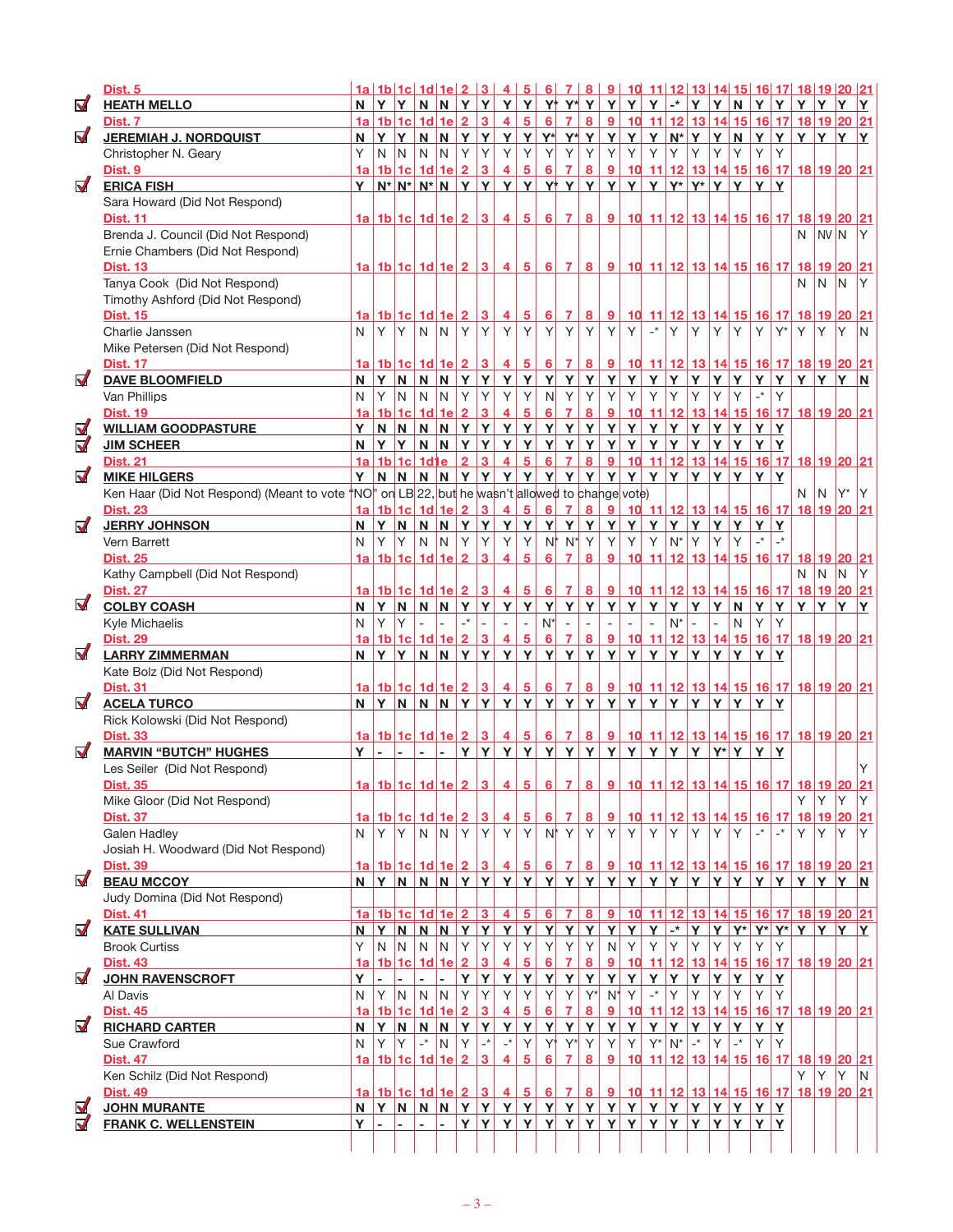| Candidate | 1a | 1b | 1c | 1d | 1e | 2 | 3 | 4 | 5 | 6 | 7 | 8 | 9 | 10 | 11 | 12 | 13 | 14 | 15 | 16 | 17 | 18 | 19 | 20 | 21 |
|---|---|---|---|---|---|---|---|---|---|---|---|---|---|---|---|---|---|---|---|---|---|---|---|---|---|
| **Dist. 5** | | | | | | | | | | | | | | | | | | | | | | | | | |
| ☑ **HEATH MELLO** | N | Y | Y | N | N | Y | Y | Y | Y | Y* | Y* | Y | Y | Y | Y | -* | Y | Y | N | Y | Y | Y | Y | Y | Y |
| **Dist. 7** | | | | | | | | | | | | | | | | | | | | | | | | | |
| ☑ **JEREMIAH J. NORDQUIST** | N | Y | Y | N | N | Y | Y | Y | Y | Y* | Y* | Y | Y | Y | Y | N* | Y | Y | N | Y | Y | Y | Y | Y | Y |
| Christopher N. Geary | Y | N | N | N | N | Y | Y | Y | Y | Y | Y | Y | Y | Y | Y | Y | Y | Y | Y | Y | Y | | | | |
| **Dist. 9** | | | | | | | | | | | | | | | | | | | | | | | | | |
| ☑ **ERICA FISH** | Y | N* | N* | N* | N | Y | Y | Y | Y | Y* | Y | Y | Y | Y | Y | Y* | Y* | Y | Y | Y | Y | | | | |
| Sara Howard (Did Not Respond) | | | | | | | | | | | | | | | | | | | | | | | | | |
| **Dist. 11** | | | | | | | | | | | | | | | | | | | | | | | | | |
| Brenda J. Council (Did Not Respond) | | | | | | | | | | | | | | | | | | | | | | N | NV | N | Y |
| Ernie Chambers (Did Not Respond) | | | | | | | | | | | | | | | | | | | | | | | | | |
| **Dist. 13** | | | | | | | | | | | | | | | | | | | | | | | | | |
| Tanya Cook (Did Not Respond) | | | | | | | | | | | | | | | | | | | | | | N | N | N | Y |
| Timothy Ashford (Did Not Respond) | | | | | | | | | | | | | | | | | | | | | | | | | |
| **Dist. 15** | | | | | | | | | | | | | | | | | | | | | | | | | |
| Charlie Janssen | N | Y | Y | N | N | Y | Y | Y | Y | Y | Y | Y | Y | Y | -* | Y | Y | Y | Y | Y | Y* | Y | Y | Y | N |
| Mike Petersen (Did Not Respond) | | | | | | | | | | | | | | | | | | | | | | | | | |
| **Dist. 17** | | | | | | | | | | | | | | | | | | | | | | | | | |
| ☑ **DAVE BLOOMFIELD** | N | Y | N | N | N | Y | Y | Y | Y | Y | Y | Y | Y | Y | Y | Y | Y | Y | Y | Y | Y | Y | Y | Y | N |
| Van Phillips | N | Y | N | N | N | Y | Y | Y | Y | N | Y | Y | Y | Y | Y | Y | Y | Y | Y | -* | Y | | | | |
| **Dist. 19** | | | | | | | | | | | | | | | | | | | | | | | | | |
| ☑ **WILLIAM GOODPASTURE** | Y | N | N | N | N | Y | Y | Y | Y | Y | Y | Y | Y | Y | Y | Y | Y | Y | Y | Y | Y | | | | |
| ☑ **JIM SCHEER** | N | Y | Y | N | N | Y | Y | Y | Y | Y | Y | Y | Y | Y | Y | Y | Y | Y | Y | Y | Y | | | | |
| **Dist. 21** | | | | | | | | | | | | | | | | | | | | | | | | | |
| ☑ **MIKE HILGERS** | Y | N | N | N | N | Y | Y | Y | Y | Y | Y | Y | Y | Y | Y | Y | Y | Y | Y | Y | Y | | | | |
| Ken Haar (Did Not Respond) (Meant to vote "NO" on LB 22, but he wasn't allowed to change vote) | | | | | | | | | | | | | | | | | | | | | | N | N | Y* | Y |
| **Dist. 23** | | | | | | | | | | | | | | | | | | | | | | | | | |
| ☑ **JERRY JOHNSON** | N | Y | N | N | N | Y | Y | Y | Y | Y | Y | Y | Y | Y | Y | Y | Y | Y | Y | Y | Y | | | | |
| Vern Barrett | N | Y | Y | N | N | Y | Y | Y | Y | N* | N* | Y | Y | Y | Y | N* | Y | Y | Y | -* | -* | | | | |
| **Dist. 25** | | | | | | | | | | | | | | | | | | | | | | | | | |
| Kathy Campbell (Did Not Respond) | | | | | | | | | | | | | | | | | | | | | | N | N | N | Y |
| **Dist. 27** | | | | | | | | | | | | | | | | | | | | | | | | | |
| ☑ **COLBY COASH** | N | Y | N | N | N | Y | Y | Y | Y | Y | Y | Y | Y | Y | Y | Y | Y | Y | N | Y | Y | Y | Y | Y | Y |
| Kyle Michaelis | N | Y | Y | - | - | -* | - | - | - | N* | - | - | - | - | - | N* | - | - | N | Y | Y | | | | |
| **Dist. 29** | | | | | | | | | | | | | | | | | | | | | | | | | |
| ☑ **LARRY ZIMMERMAN** | N | Y | Y | N | N | Y | Y | Y | Y | Y | Y | Y | Y | Y | Y | Y | Y | Y | Y | Y | Y | | | | |
| Kate Bolz (Did Not Respond) | | | | | | | | | | | | | | | | | | | | | | | | | |
| **Dist. 31** | | | | | | | | | | | | | | | | | | | | | | | | | |
| ☑ **ACELA TURCO** | N | Y | N | N | N | Y | Y | Y | Y | Y | Y | Y | Y | Y | Y | Y | Y | Y | Y | Y | Y | | | | |
| Rick Kolowski (Did Not Respond) | | | | | | | | | | | | | | | | | | | | | | | | | |
| **Dist. 33** | | | | | | | | | | | | | | | | | | | | | | | | | |
| ☑ **MARVIN "BUTCH" HUGHES** | Y | - | - | - | - | Y | Y | Y | Y | Y | Y | Y | Y | Y | Y | Y | Y | Y* | Y | Y | Y | | | | |
| Les Seiler (Did Not Respond) | | | | | | | | | | | | | | | | | | | | | | | | | Y |
| **Dist. 35** | | | | | | | | | | | | | | | | | | | | | | | | | |
| Mike Gloor (Did Not Respond) | | | | | | | | | | | | | | | | | | | | | | Y | Y | Y | Y |
| **Dist. 37** | | | | | | | | | | | | | | | | | | | | | | | | | |
| Galen Hadley | N | Y | Y | N | N | Y | Y | Y | Y | N* | Y | Y | Y | Y | Y | Y | Y | Y | Y | -* | -* | Y | Y | Y | Y |
| Josiah H. Woodward (Did Not Respond) | | | | | | | | | | | | | | | | | | | | | | | | | |
| **Dist. 39** | | | | | | | | | | | | | | | | | | | | | | | | | |
| ☑ **BEAU MCCOY** | N | Y | N | N | N | Y | Y | Y | Y | Y | Y | Y | Y | Y | Y | Y | Y | Y | Y | Y | Y | Y | Y | Y | N |
| Judy Domina (Did Not Respond) | | | | | | | | | | | | | | | | | | | | | | | | | |
| **Dist. 41** | | | | | | | | | | | | | | | | | | | | | | | | | |
| ☑ **KATE SULLIVAN** | N | Y | N | N | N | Y | Y | Y | Y | Y | Y | Y | Y | Y | Y | -* | Y | Y | Y* | Y* | Y* | Y | Y | Y | Y |
| Brook Curtiss | Y | N | N | N | N | Y | Y | Y | Y | Y | Y | Y | N | Y | Y | Y | Y | Y | Y | Y | Y | | | | |
| **Dist. 43** | | | | | | | | | | | | | | | | | | | | | | | | | |
| ☑ **JOHN RAVENSCROFT** | Y | - | - | - | - | Y | Y | Y | Y | Y | Y | Y | Y | Y | Y | Y | Y | Y | Y | Y | Y | | | | |
| Al Davis | N | Y | N | N | N | Y | Y | Y | Y | Y | Y | Y* | N* | Y | -* | Y | Y | Y | Y | Y | Y | | | | |
| **Dist. 45** | | | | | | | | | | | | | | | | | | | | | | | | | |
| ☑ **RICHARD CARTER** | N | Y | N | N | N | Y | Y | Y | Y | Y | Y | Y | Y | Y | Y | Y | Y | Y | Y | Y | Y | | | | |
| Sue Crawford | N | Y | Y | -* | N | Y | -* | -* | Y | Y* | Y* | Y | Y | Y | Y* | N* | -* | Y | -* | Y | Y | | | | |
| **Dist. 47** | | | | | | | | | | | | | | | | | | | | | | | | | |
| Ken Schilz (Did Not Respond) | | | | | | | | | | | | | | | | | | | | | | Y | Y | Y | N |
| **Dist. 49** | | | | | | | | | | | | | | | | | | | | | | | | | |
| ☑ **JOHN MURANTE** | N | Y | N | N | N | Y | Y | Y | Y | Y | Y | Y | Y | Y | Y | Y | Y | Y | Y | Y | Y | | | | |
| ☑ **FRANK C. WELLENSTEIN** | Y | - | - | - | - | Y | Y | Y | Y | Y | Y | Y | Y | Y | Y | Y | Y | Y | Y | Y | Y | | | | |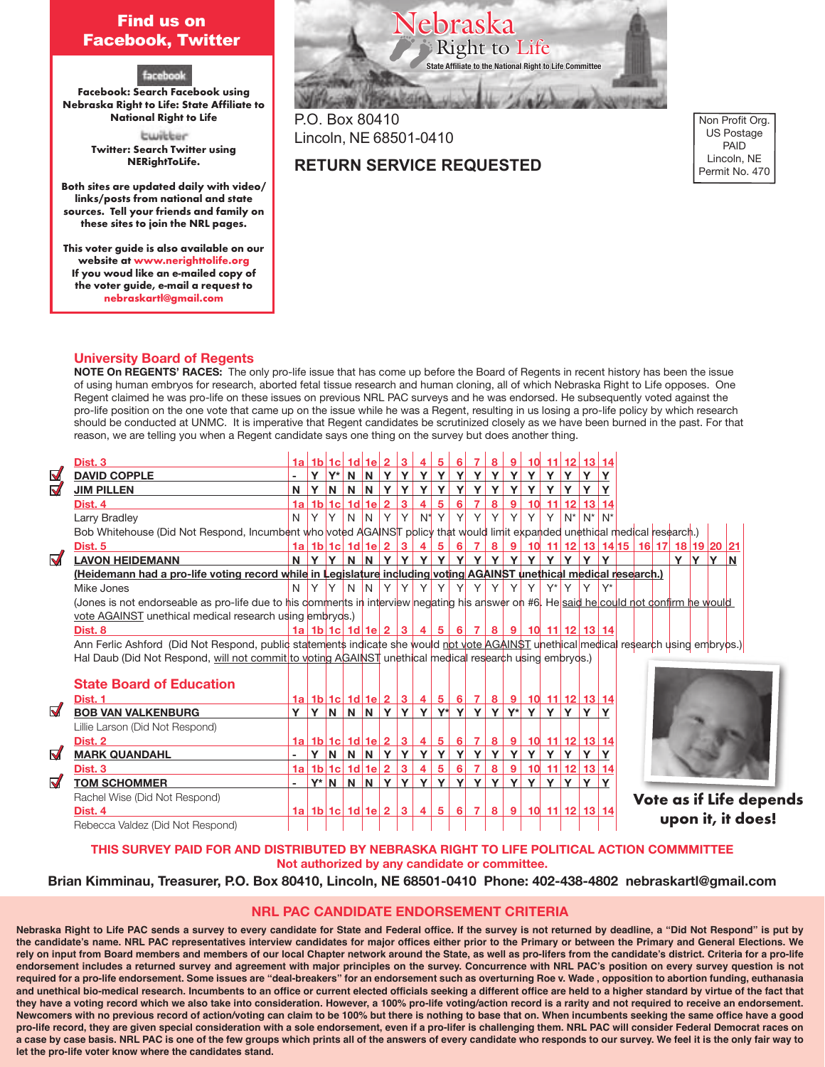## Find us on Facebook, Twitter

**Facebook: Search Facebook using Nebraska Right to Life: State Affiliate to National Right to Life**

**Twitter: Search Twitter using NERightToLife.**

**Both sites are updated daily with video/ links/posts from national and state sources. Tell your friends and family on these sites to join the NRL pages.**

**This voter guide is also available on our website at www.nerighttolife.org If you woud like an e-mailed copy of the voter guide, e-mail a request to nebraskartl@gmail.com**

Nebraska Right to Life

State Affiliate to the National Right to Life Committee

P.O. Box 80410
Lincoln, NE 68501-0410

**RETURN SERVICE REQUESTED**

Non Profit Org.
US Postage
PAID
Lincoln, NE
Permit No. 470

## University Board of Regents

**NOTE On REGENTS' RACES:** The only pro-life issue that has come up before the Board of Regents in recent history has been the issue of using human embryos for research, aborted fetal tissue research and human cloning, all of which Nebraska Right to Life opposes. One Regent claimed he was pro-life on these issues on previous NRL PAC surveys and he was endorsed. He subsequently voted against the pro-life position on the one vote that came up on the issue while he was a Regent, resulting in us losing a pro-life policy by which research should be conducted at UNMC. It is imperative that Regent candidates be scrutinized closely as we have been burned in the past. For that reason, we are telling you when a Regent candidate says one thing on the survey but does another thing.

| | 1a | 1b | 1c | 1d | 1e | 2 | 3 | 4 | 5 | 6 | 7 | 8 | 9 | 10 | 11 | 12 | 13 | 14 | 15 | 16 | 17 | 18 | 19 | 20 | 21 |
|---|---|---|---|---|---|---|---|---|---|---|---|---|---|---|---|---|---|---|---|---|---|---|---|---|---|
| **Dist. 3** | | | | | | | | | | | | | | | | | | | | | | | | | |
| ☑ **DAVID COPPLE** | - | Y | Y* | N | N | Y | Y | Y | Y | Y | Y | Y | Y | Y | Y | Y | Y | Y | | | | | | | |
| ☑ **JIM PILLEN** | N | Y | N | N | N | Y | Y | Y | Y | Y | Y | Y | Y | Y | Y | Y | Y | Y | | | | | | | |
| **Dist. 4** | | | | | | | | | | | | | | | | | | | | | | | | | |
| Larry Bradley | N | Y | Y | N | N | Y | Y | N* | Y | Y | Y | Y | Y | Y | Y | N* | N* | N* | | | | | | | |
| Bob Whitehouse (Did Not Respond, Incumbent who voted AGAINST policy that would limit expanded unethical medical research.) | | | | | | | | | | | | | | | | | | | | | | | | | |
| **Dist. 5** | | | | | | | | | | | | | | | | | | | | | | | | | |
| ☑ **LAVON HEIDEMANN** | N | Y | Y | N | N | Y | Y | Y | Y | Y | Y | Y | Y | Y | Y | Y | Y | Y | | | | Y | Y | Y | N |
| **(Heidemann had a pro-life voting record while in Legislature including voting AGAINST unethical medical research.)** | | | | | | | | | | | | | | | | | | | | | | | | | |
| Mike Jones | N | Y | Y | N | N | Y | Y | Y | Y | Y | Y | Y | Y | Y | Y* | Y | Y | Y* | | | | | | | |
| (Jones is not endorseable as pro-life due to his comments in interview negating his answer on #6. He said he could not confirm he would vote AGAINST unethical medical research using embryos.) | | | | | | | | | | | | | | | | | | | | | | | | | |
| **Dist. 8** | | | | | | | | | | | | | | | | | | | | | | | | | |
| Ann Ferlic Ashford (Did Not Respond, public statements indicate she would not vote AGAINST unethical medical research using embryos.) | | | | | | | | | | | | | | | | | | | | | | | | | |
| Hal Daub (Did Not Respond, will not commit to voting AGAINST unethical medical research using embryos.) | | | | | | | | | | | | | | | | | | | | | | | | | |

## State Board of Education

| | 1a | 1b | 1c | 1d | 1e | 2 | 3 | 4 | 5 | 6 | 7 | 8 | 9 | 10 | 11 | 12 | 13 | 14 |
|---|---|---|---|---|---|---|---|---|---|---|---|---|---|---|---|---|---|---|
| **Dist. 1** | | | | | | | | | | | | | | | | | | |
| ☑ **BOB VAN VALKENBURG** | Y | Y | N | N | N | Y | Y | Y | Y* | Y | Y | Y | Y* | Y | Y | Y | Y | Y |
| Lillie Larson (Did Not Respond) | | | | | | | | | | | | | | | | | | |
| **Dist. 2** | | | | | | | | | | | | | | | | | | |
| ☑ **MARK QUANDAHL** | - | Y | N | N | N | Y | Y | Y | Y | Y | Y | Y | Y | Y | Y | Y | Y | Y |
| **Dist. 3** | | | | | | | | | | | | | | | | | | |
| ☑ **TOM SCHOMMER** | - | Y* | N | N | N | Y | Y | Y | Y | Y | Y | Y | Y | Y | Y | Y | Y | Y |
| Rachel Wise (Did Not Respond) | | | | | | | | | | | | | | | | | | |
| **Dist. 4** | | | | | | | | | | | | | | | | | | |
| Rebecca Valdez (Did Not Respond) | | | | | | | | | | | | | | | | | | |

**Vote as if Life depends upon it, it does!**

**THIS SURVEY PAID FOR AND DISTRIBUTED BY NEBRASKA RIGHT TO LIFE POLITICAL ACTION COMMMITTEE**
**Not authorized by any candidate or committee.**

**Brian Kimminau, Treasurer, P.O. Box 80410, Lincoln, NE 68501-0410 Phone: 402-438-4802 nebraskartl@gmail.com**

## NRL PAC CANDIDATE ENDORSEMENT CRITERIA

**Nebraska Right to Life PAC sends a survey to every candidate for State and Federal office. If the survey is not returned by deadline, a "Did Not Respond" is put by the candidate's name. NRL PAC representatives interview candidates for major offices either prior to the Primary or between the Primary and General Elections. We rely on input from Board members and members of our local Chapter network around the State, as well as pro-lifers from the candidate's district. Criteria for a pro-life endorsement includes a returned survey and agreement with major principles on the survey. Concurrence with NRL PAC's position on every survey question is not required for a pro-life endorsement. Some issues are "deal-breakers" for an endorsement such as overturning Roe v. Wade , opposition to abortion funding, euthanasia and unethical bio-medical research. Incumbents to an office or current elected officials seeking a different office are held to a higher standard by virtue of the fact that they have a voting record which we also take into consideration. However, a 100% pro-life voting/action record is a rarity and not required to receive an endorsement. Newcomers with no previous record of action/voting can claim to be 100% but there is nothing to base that on. When incumbents seeking the same office have a good pro-life record, they are given special consideration with a sole endorsement, even if a pro-lifer is challenging them. NRL PAC will consider Federal Democrat races on a case by case basis. NRL PAC is one of the few groups which prints all of the answers of every candidate who responds to our survey. We feel it is the only fair way to let the pro-life voter know where the candidates stand.**